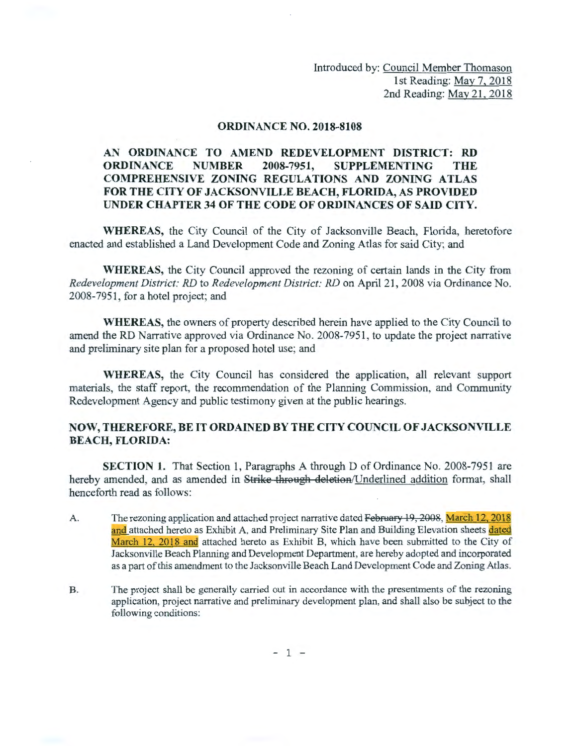Introduced by: Council Member Thomason
1st Reading: May 7, 2018
2nd Reading: May 21, 2018

## ORDINANCE NO. 2018-8108

**AN ORDINANCE TO AMEND REDEVELOPMENT DISTRICT: RD ORDINANCE NUMBER 2008-7951, SUPPLEMENTING THE COMPREHENSIVE ZONING REGULATIONS AND ZONING ATLAS FOR THE CITY OF JACKSONVILLE BEACH, FLORIDA, AS PROVIDED UNDER CHAPTER 34 OF THE CODE OF ORDINANCES OF SAID CITY.**

**WHEREAS,** the City Council of the City of Jacksonville Beach, Florida, heretofore enacted and established a Land Development Code and Zoning Atlas for said City; and

**WHEREAS,** the City Council approved the rezoning of certain lands in the City from *Redevelopment District: RD* to *Redevelopment District: RD* on April 21, 2008 via Ordinance No. 2008-7951, for a hotel project; and

**WHEREAS,** the owners of property described herein have applied to the City Council to amend the RD Narrative approved via Ordinance No. 2008-7951, to update the project narrative and preliminary site plan for a proposed hotel use; and

**WHEREAS,** the City Council has considered the application, all relevant support materials, the staff report, the recommendation of the Planning Commission, and Community Redevelopment Agency and public testimony given at the public hearings.

**NOW, THEREFORE, BE IT ORDAINED BY THE CITY COUNCIL OF JACKSONVILLE BEACH, FLORIDA:**

**SECTION 1.** That Section 1, Paragraphs A through D of Ordinance No. 2008-7951 are hereby amended, and as amended in ~~Strike through deletion~~/<u>Underlined addition</u> format, shall henceforth read as follows:

A. The rezoning application and attached project narrative dated ~~February 19, 2008~~, <u>March 12, 2018 and</u> attached hereto as Exhibit A, and Preliminary Site Plan and Building Elevation sheets <u>dated March 12, 2018 and</u> attached hereto as Exhibit B, which have been submitted to the City of Jacksonville Beach Planning and Development Department, are hereby adopted and incorporated as a part of this amendment to the Jacksonville Beach Land Development Code and Zoning Atlas.

B. The project shall be generally carried out in accordance with the presentments of the rezoning application, project narrative and preliminary development plan, and shall also be subject to the following conditions: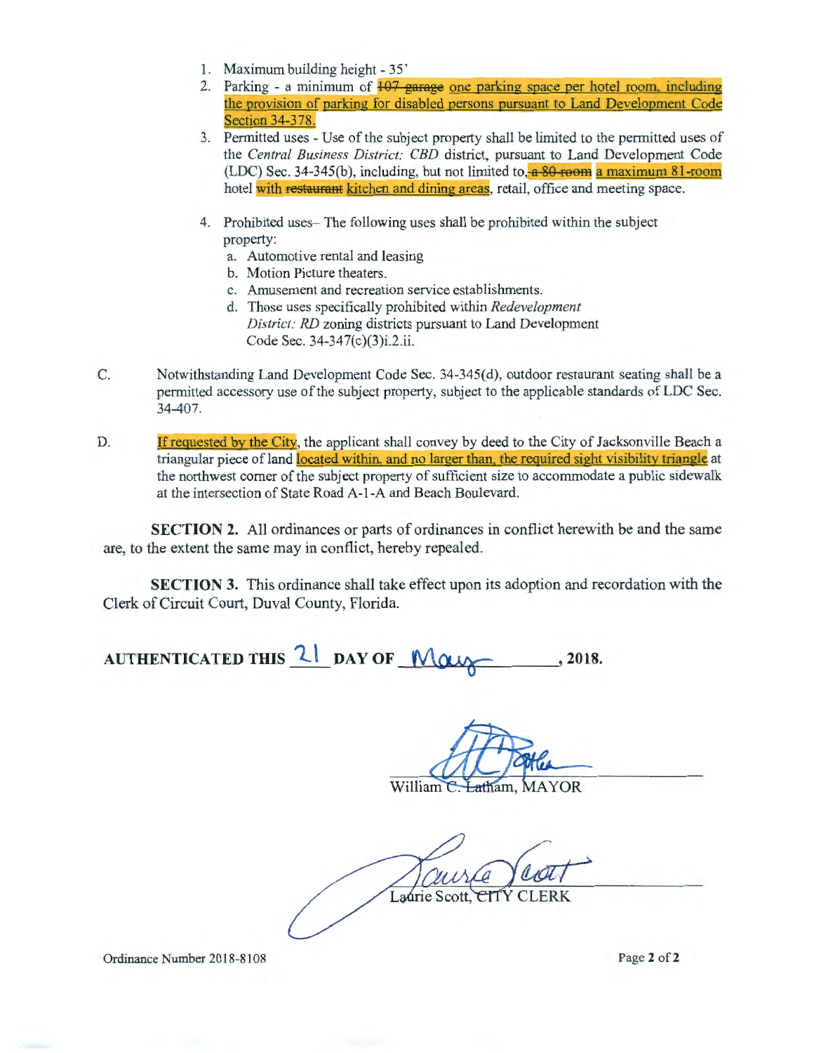1. Maximum building height - 35'
2. Parking - a minimum of ~~107 garage~~ one parking space per hotel room, including the provision of parking for disabled persons pursuant to Land Development Code Section 34-378.
3. Permitted uses - Use of the subject property shall be limited to the permitted uses of the *Central Business District: CBD* district, pursuant to Land Development Code (LDC) Sec. 34-345(b), including, but not limited to, ~~a 80-room~~ a maximum 81-room hotel with ~~restaurant~~ kitchen and dining areas, retail, office and meeting space.
4. Prohibited uses– The following uses shall be prohibited within the subject property:
   a. Automotive rental and leasing
   b. Motion Picture theaters.
   c. Amusement and recreation service establishments.
   d. Those uses specifically prohibited within *Redevelopment District: RD* zoning districts pursuant to Land Development Code Sec. 34-347(c)(3)i.2.ii.

C. Notwithstanding Land Development Code Sec. 34-345(d), outdoor restaurant seating shall be a permitted accessory use of the subject property, subject to the applicable standards of LDC Sec. 34-407.

D. If requested by the City, the applicant shall convey by deed to the City of Jacksonville Beach a triangular piece of land located within, and no larger than, the required sight visibility triangle at the northwest corner of the subject property of sufficient size to accommodate a public sidewalk at the intersection of State Road A-1-A and Beach Boulevard.

**SECTION 2.** All ordinances or parts of ordinances in conflict herewith be and the same are, to the extent the same may in conflict, hereby repealed.

**SECTION 3.** This ordinance shall take effect upon its adoption and recordation with the Clerk of Circuit Court, Duval County, Florida.

**AUTHENTICATED THIS** 21 **DAY OF** May **, 2018.**

William C. Latham, MAYOR

Laurie Scott, CITY CLERK

Ordinance Number 2018-8108